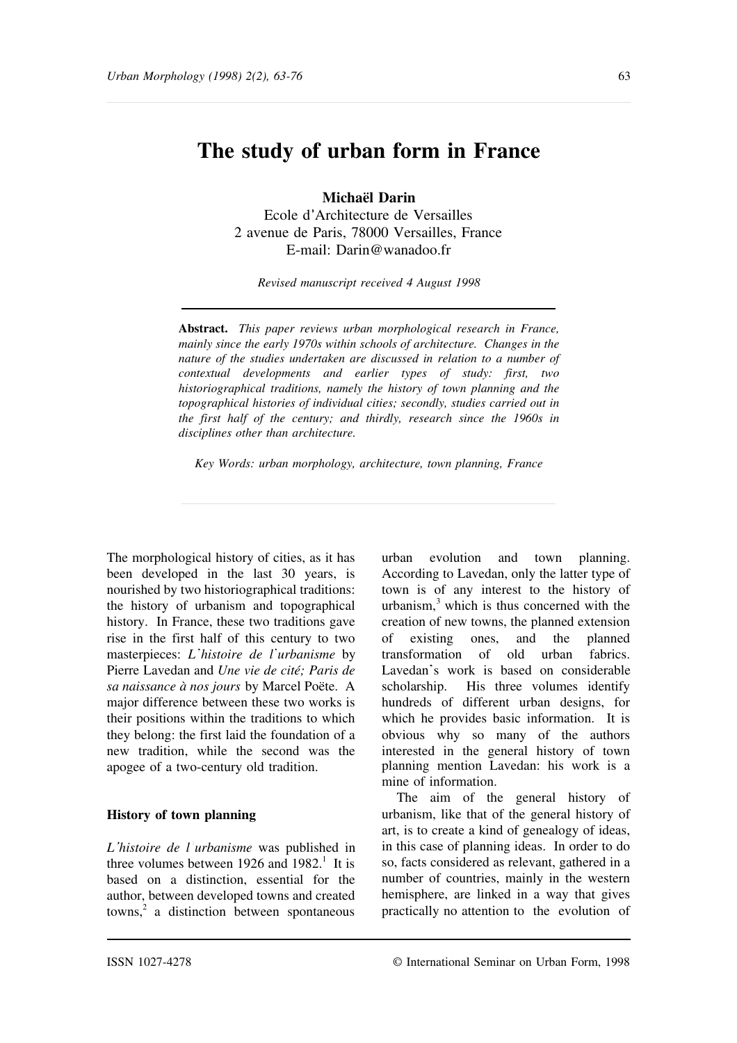# The study of urban form in France

**Michaël Darin**

Ecole d'Architecture de Versailles
2 avenue de Paris, 78000 Versailles, France
E-mail: Darin@wanadoo.fr

*Revised manuscript received 4 August 1998*

**Abstract.** *This paper reviews urban morphological research in France, mainly since the early 1970s within schools of architecture. Changes in the nature of the studies undertaken are discussed in relation to a number of contextual developments and earlier types of study: first, two historiographical traditions, namely the history of town planning and the topographical histories of individual cities; secondly, studies carried out in the first half of the century; and thirdly, research since the 1960s in disciplines other than architecture.*

*Key Words: urban morphology, architecture, town planning, France*

The morphological history of cities, as it has been developed in the last 30 years, is nourished by two historiographical traditions: the history of urbanism and topographical history. In France, these two traditions gave rise in the first half of this century to two masterpieces: *L'histoire de l'urbanisme* by Pierre Lavedan and *Une vie de cité; Paris de sa naissance à nos jours* by Marcel Poëte. A major difference between these two works is their positions within the traditions to which they belong: the first laid the foundation of a new tradition, while the second was the apogee of a two-century old tradition.

## History of town planning

*L'histoire de l'urbanisme* was published in three volumes between 1926 and 1982.[1] It is based on a distinction, essential for the author, between developed towns and created towns,[2] a distinction between spontaneous urban evolution and town planning. According to Lavedan, only the latter type of town is of any interest to the history of urbanism,[3] which is thus concerned with the creation of new towns, the planned extension of existing ones, and the planned transformation of old urban fabrics. Lavedan's work is based on considerable scholarship. His three volumes identify hundreds of different urban designs, for which he provides basic information. It is obvious why so many of the authors interested in the general history of town planning mention Lavedan: his work is a mine of information.

The aim of the general history of urbanism, like that of the general history of art, is to create a kind of genealogy of ideas, in this case of planning ideas. In order to do so, facts considered as relevant, gathered in a number of countries, mainly in the western hemisphere, are linked in a way that gives practically no attention to the evolution of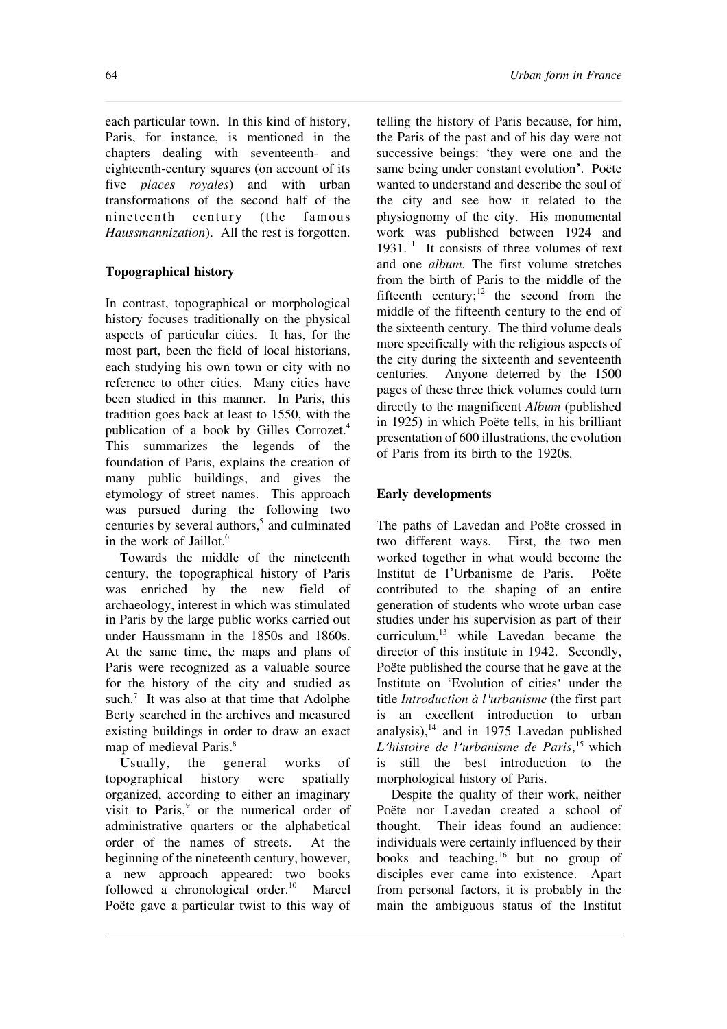each particular town. In this kind of history, Paris, for instance, is mentioned in the chapters dealing with seventeenth- and eighteenth-century squares (on account of its five *places royales*) and with urban transformations of the second half of the nineteenth century (the famous *Haussmannization*). All the rest is forgotten.

## Topographical history

In contrast, topographical or morphological history focuses traditionally on the physical aspects of particular cities. It has, for the most part, been the field of local historians, each studying his own town or city with no reference to other cities. Many cities have been studied in this manner. In Paris, this tradition goes back at least to 1550, with the publication of a book by Gilles Corrozet.[4] This summarizes the legends of the foundation of Paris, explains the creation of many public buildings, and gives the etymology of street names. This approach was pursued during the following two centuries by several authors,[5] and culminated in the work of Jaillot.[6]

Towards the middle of the nineteenth century, the topographical history of Paris was enriched by the new field of archaeology, interest in which was stimulated in Paris by the large public works carried out under Haussmann in the 1850s and 1860s. At the same time, the maps and plans of Paris were recognized as a valuable source for the history of the city and studied as such.[7] It was also at that time that Adolphe Berty searched in the archives and measured existing buildings in order to draw an exact map of medieval Paris.[8]

Usually, the general works of topographical history were spatially organized, according to either an imaginary visit to Paris,[9] or the numerical order of administrative quarters or the alphabetical order of the names of streets. At the beginning of the nineteenth century, however, a new approach appeared: two books followed a chronological order.[10] Marcel Poëte gave a particular twist to this way of telling the history of Paris because, for him, the Paris of the past and of his day were not successive beings: 'they were one and the same being under constant evolution'. Poëte wanted to understand and describe the soul of the city and see how it related to the physiognomy of the city. His monumental work was published between 1924 and 1931.[11] It consists of three volumes of text and one *album*. The first volume stretches from the birth of Paris to the middle of the fifteenth century;[12] the second from the middle of the fifteenth century to the end of the sixteenth century. The third volume deals more specifically with the religious aspects of the city during the sixteenth and seventeenth centuries. Anyone deterred by the 1500 pages of these three thick volumes could turn directly to the magnificent *Album* (published in 1925) in which Poëte tells, in his brilliant presentation of 600 illustrations, the evolution of Paris from its birth to the 1920s.

## Early developments

The paths of Lavedan and Poëte crossed in two different ways. First, the two men worked together in what would become the Institut de l'Urbanisme de Paris. Poëte contributed to the shaping of an entire generation of students who wrote urban case studies under his supervision as part of their curriculum,[13] while Lavedan became the director of this institute in 1942. Secondly, Poëte published the course that he gave at the Institute on 'Evolution of cities' under the title *Introduction à l'urbanisme* (the first part is an excellent introduction to urban analysis),[14] and in 1975 Lavedan published *L'histoire de l'urbanisme de Paris*,[15] which is still the best introduction to the morphological history of Paris.

Despite the quality of their work, neither Poëte nor Lavedan created a school of thought. Their ideas found an audience: individuals were certainly influenced by their books and teaching,[16] but no group of disciples ever came into existence. Apart from personal factors, it is probably in the main the ambiguous status of the Institut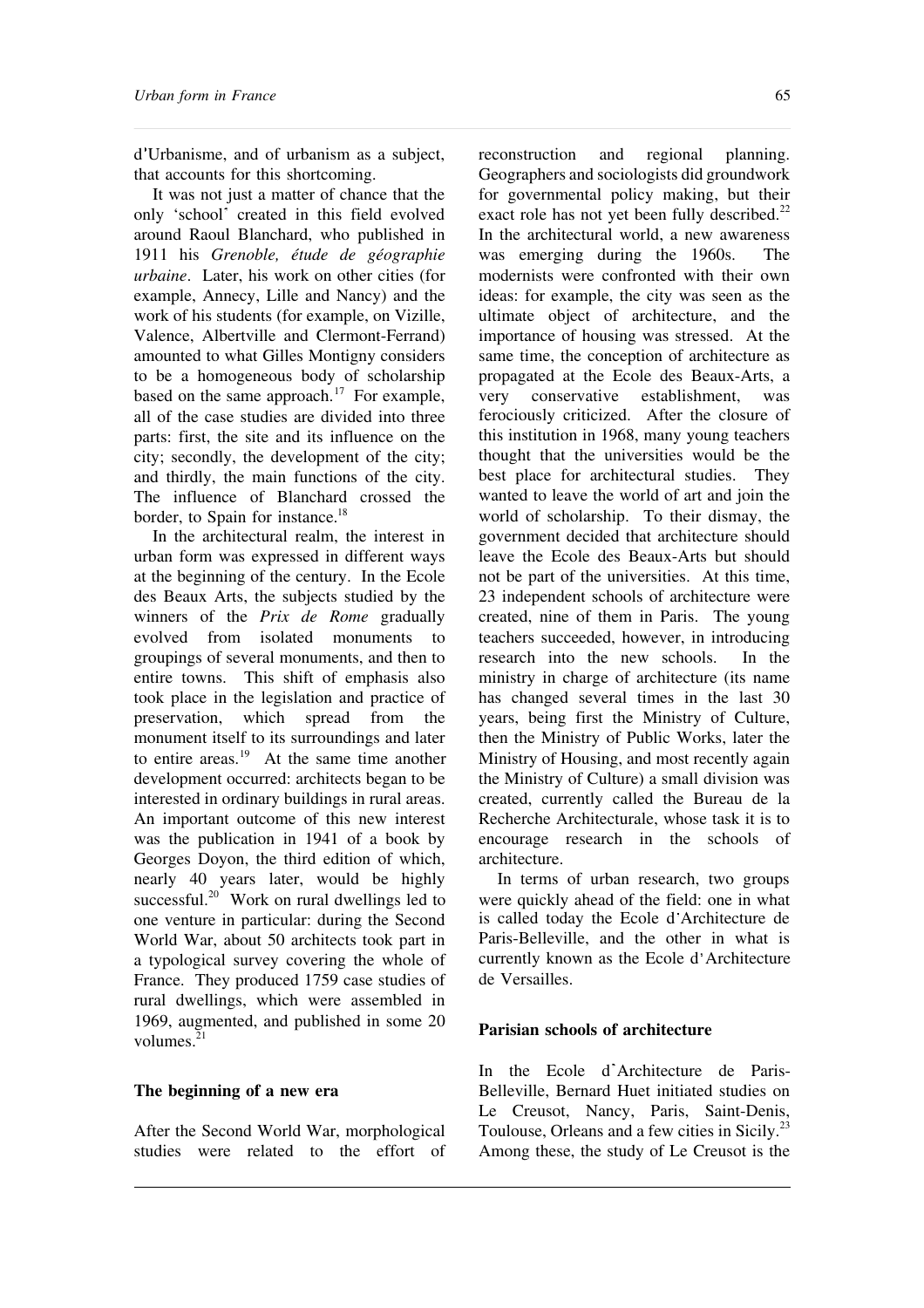d'Urbanisme, and of urbanism as a subject, that accounts for this shortcoming.

It was not just a matter of chance that the only 'school' created in this field evolved around Raoul Blanchard, who published in 1911 his *Grenoble, étude de géographie urbaine*. Later, his work on other cities (for example, Annecy, Lille and Nancy) and the work of his students (for example, on Vizille, Valence, Albertville and Clermont-Ferrand) amounted to what Gilles Montigny considers to be a homogeneous body of scholarship based on the same approach.[17] For example, all of the case studies are divided into three parts: first, the site and its influence on the city; secondly, the development of the city; and thirdly, the main functions of the city. The influence of Blanchard crossed the border, to Spain for instance.[18]

In the architectural realm, the interest in urban form was expressed in different ways at the beginning of the century. In the Ecole des Beaux Arts, the subjects studied by the winners of the *Prix de Rome* gradually evolved from isolated monuments to groupings of several monuments, and then to entire towns. This shift of emphasis also took place in the legislation and practice of preservation, which spread from the monument itself to its surroundings and later to entire areas.[19] At the same time another development occurred: architects began to be interested in ordinary buildings in rural areas. An important outcome of this new interest was the publication in 1941 of a book by Georges Doyon, the third edition of which, nearly 40 years later, would be highly successful.[20] Work on rural dwellings led to one venture in particular: during the Second World War, about 50 architects took part in a typological survey covering the whole of France. They produced 1759 case studies of rural dwellings, which were assembled in 1969, augmented, and published in some 20 volumes.[21]

## The beginning of a new era

After the Second World War, morphological studies were related to the effort of reconstruction and regional planning. Geographers and sociologists did groundwork for governmental policy making, but their exact role has not yet been fully described.[22] In the architectural world, a new awareness was emerging during the 1960s. The modernists were confronted with their own ideas: for example, the city was seen as the ultimate object of architecture, and the importance of housing was stressed. At the same time, the conception of architecture as propagated at the Ecole des Beaux-Arts, a very conservative establishment, was ferociously criticized. After the closure of this institution in 1968, many young teachers thought that the universities would be the best place for architectural studies. They wanted to leave the world of art and join the world of scholarship. To their dismay, the government decided that architecture should leave the Ecole des Beaux-Arts but should not be part of the universities. At this time, 23 independent schools of architecture were created, nine of them in Paris. The young teachers succeeded, however, in introducing research into the new schools. In the ministry in charge of architecture (its name has changed several times in the last 30 years, being first the Ministry of Culture, then the Ministry of Public Works, later the Ministry of Housing, and most recently again the Ministry of Culture) a small division was created, currently called the Bureau de la Recherche Architecturale, whose task it is to encourage research in the schools of architecture.

In terms of urban research, two groups were quickly ahead of the field: one in what is called today the Ecole d'Architecture de Paris-Belleville, and the other in what is currently known as the Ecole d'Architecture de Versailles.

## Parisian schools of architecture

In the Ecole d'Architecture de Paris-Belleville, Bernard Huet initiated studies on Le Creusot, Nancy, Paris, Saint-Denis, Toulouse, Orleans and a few cities in Sicily.[23] Among these, the study of Le Creusot is the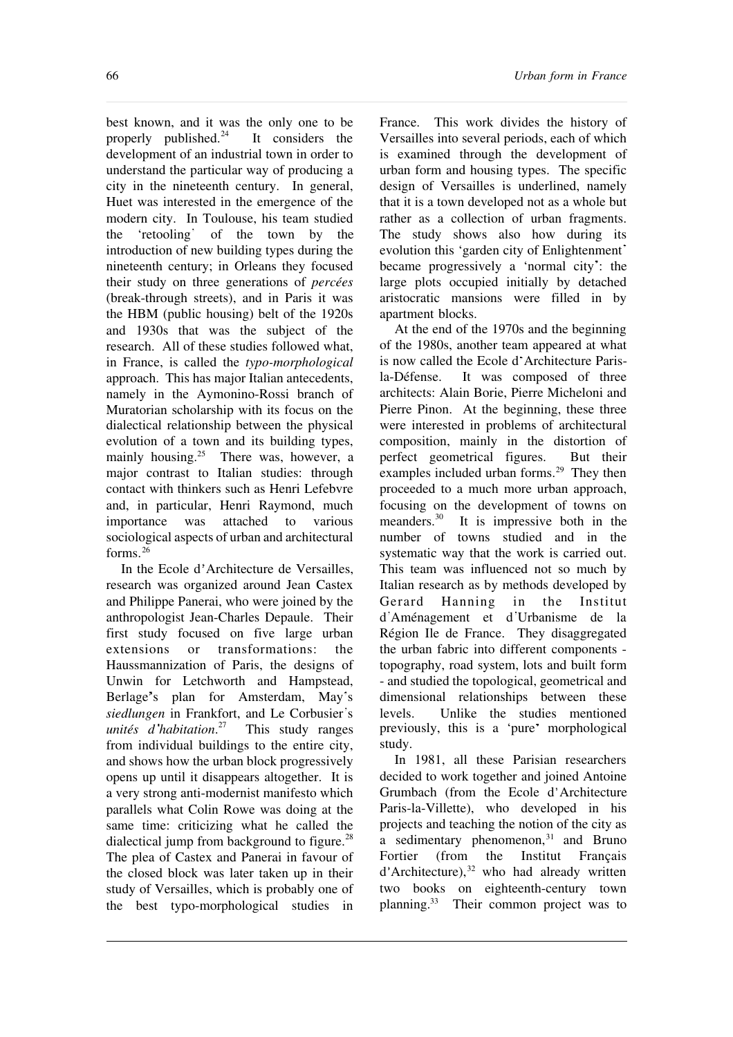best known, and it was the only one to be properly published.[24] It considers the development of an industrial town in order to understand the particular way of producing a city in the nineteenth century. In general, Huet was interested in the emergence of the modern city. In Toulouse, his team studied the 'retooling' of the town by the introduction of new building types during the nineteenth century; in Orleans they focused their study on three generations of *percées* (break-through streets), and in Paris it was the HBM (public housing) belt of the 1920s and 1930s that was the subject of the research. All of these studies followed what, in France, is called the *typo-morphological* approach. This has major Italian antecedents, namely in the Aymonino-Rossi branch of Muratorian scholarship with its focus on the dialectical relationship between the physical evolution of a town and its building types, mainly housing.[25] There was, however, a major contrast to Italian studies: through contact with thinkers such as Henri Lefebvre and, in particular, Henri Raymond, much importance was attached to various sociological aspects of urban and architectural forms.[26]

In the Ecole d'Architecture de Versailles, research was organized around Jean Castex and Philippe Panerai, who were joined by the anthropologist Jean-Charles Depaule. Their first study focused on five large urban extensions or transformations: the Haussmannization of Paris, the designs of Unwin for Letchworth and Hampstead, Berlage's plan for Amsterdam, May's *siedlungen* in Frankfort, and Le Corbusier's *unités d'habitation*.[27] This study ranges from individual buildings to the entire city, and shows how the urban block progressively opens up until it disappears altogether. It is a very strong anti-modernist manifesto which parallels what Colin Rowe was doing at the same time: criticizing what he called the dialectical jump from background to figure.[28] The plea of Castex and Panerai in favour of the closed block was later taken up in their study of Versailles, which is probably one of the best typo-morphological studies in France. This work divides the history of Versailles into several periods, each of which is examined through the development of urban form and housing types. The specific design of Versailles is underlined, namely that it is a town developed not as a whole but rather as a collection of urban fragments. The study shows also how during its evolution this 'garden city of Enlightenment' became progressively a 'normal city': the large plots occupied initially by detached aristocratic mansions were filled in by apartment blocks.

At the end of the 1970s and the beginning of the 1980s, another team appeared at what is now called the Ecole d'Architecture Paris-la-Défense. It was composed of three architects: Alain Borie, Pierre Micheloni and Pierre Pinon. At the beginning, these three were interested in problems of architectural composition, mainly in the distortion of perfect geometrical figures. But their examples included urban forms.[29] They then proceeded to a much more urban approach, focusing on the development of towns on meanders.[30] It is impressive both in the number of towns studied and in the systematic way that the work is carried out. This team was influenced not so much by Italian research as by methods developed by Gerard Hanning in the Institut d'Aménagement et d'Urbanisme de la Région Ile de France. They disaggregated the urban fabric into different components - topography, road system, lots and built form - and studied the topological, geometrical and dimensional relationships between these levels. Unlike the studies mentioned previously, this is a 'pure' morphological study.

In 1981, all these Parisian researchers decided to work together and joined Antoine Grumbach (from the Ecole d'Architecture Paris-la-Villette), who developed in his projects and teaching the notion of the city as a sedimentary phenomenon,[31] and Bruno Fortier (from the Institut Français d'Architecture),[32] who had already written two books on eighteenth-century town planning.[33] Their common project was to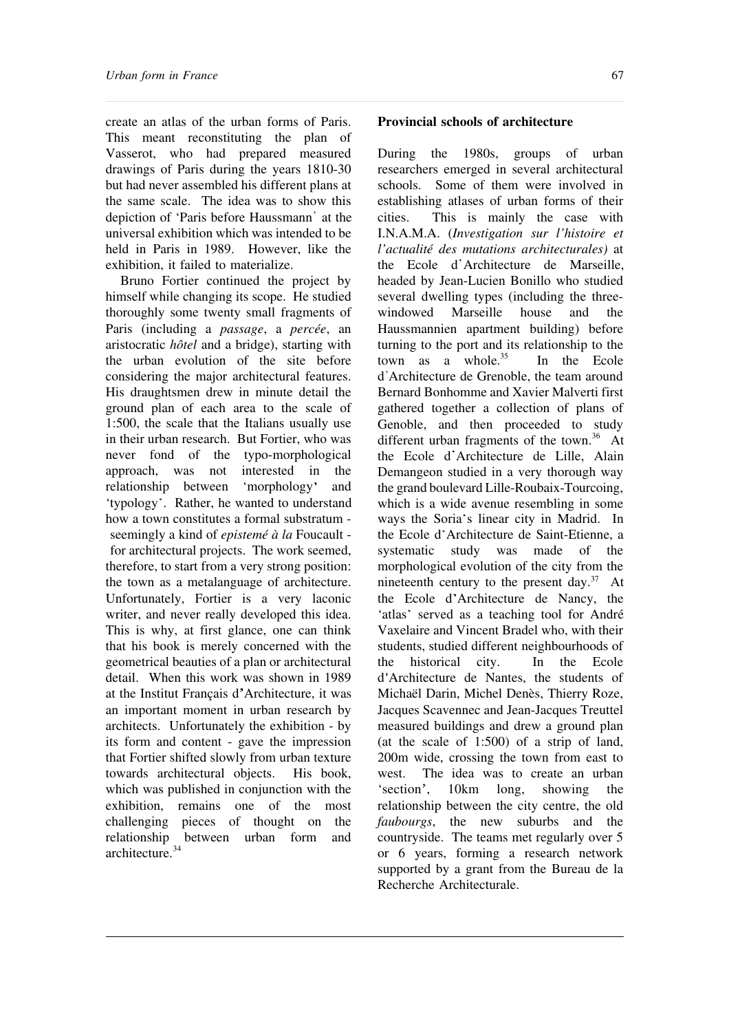create an atlas of the urban forms of Paris. This meant reconstituting the plan of Vasserot, who had prepared measured drawings of Paris during the years 1810-30 but had never assembled his different plans at the same scale. The idea was to show this depiction of 'Paris before Haussmann' at the universal exhibition which was intended to be held in Paris in 1989. However, like the exhibition, it failed to materialize.

Bruno Fortier continued the project by himself while changing its scope. He studied thoroughly some twenty small fragments of Paris (including a *passage*, a *percée*, an aristocratic *hôtel* and a bridge), starting with the urban evolution of the site before considering the major architectural features. His draughtsmen drew in minute detail the ground plan of each area to the scale of 1:500, the scale that the Italians usually use in their urban research. But Fortier, who was never fond of the typo-morphological approach, was not interested in the relationship between 'morphology' and 'typology'. Rather, he wanted to understand how a town constitutes a formal substratum - seemingly a kind of *epistemé à la* Foucault - for architectural projects. The work seemed, therefore, to start from a very strong position: the town as a metalanguage of architecture. Unfortunately, Fortier is a very laconic writer, and never really developed this idea. This is why, at first glance, one can think that his book is merely concerned with the geometrical beauties of a plan or architectural detail. When this work was shown in 1989 at the Institut Français d'Architecture, it was an important moment in urban research by architects. Unfortunately the exhibition - by its form and content - gave the impression that Fortier shifted slowly from urban texture towards architectural objects. His book, which was published in conjunction with the exhibition, remains one of the most challenging pieces of thought on the relationship between urban form and architecture.[34]

## Provincial schools of architecture

During the 1980s, groups of urban researchers emerged in several architectural schools. Some of them were involved in establishing atlases of urban forms of their cities. This is mainly the case with I.N.A.M.A. (*Investigation sur l'histoire et l'actualité des mutations architecturales)* at the Ecole d'Architecture de Marseille, headed by Jean-Lucien Bonillo who studied several dwelling types (including the three-windowed Marseille house and the Haussmannien apartment building) before turning to the port and its relationship to the town as a whole.[35] In the Ecole d'Architecture de Grenoble, the team around Bernard Bonhomme and Xavier Malverti first gathered together a collection of plans of Genoble, and then proceeded to study different urban fragments of the town.[36] At the Ecole d'Architecture de Lille, Alain Demangeon studied in a very thorough way the grand boulevard Lille-Roubaix-Tourcoing, which is a wide avenue resembling in some ways the Soria's linear city in Madrid. In the Ecole d'Architecture de Saint-Etienne, a systematic study was made of the morphological evolution of the city from the nineteenth century to the present day.[37] At the Ecole d'Architecture de Nancy, the 'atlas' served as a teaching tool for André Vaxelaire and Vincent Bradel who, with their students, studied different neighbourhoods of the historical city. In the Ecole d'Architecture de Nantes, the students of Michaël Darin, Michel Denès, Thierry Roze, Jacques Scavennec and Jean-Jacques Treuttel measured buildings and drew a ground plan (at the scale of 1:500) of a strip of land, 200m wide, crossing the town from east to west. The idea was to create an urban 'section', 10km long, showing the relationship between the city centre, the old *faubourgs*, the new suburbs and the countryside. The teams met regularly over 5 or 6 years, forming a research network supported by a grant from the Bureau de la Recherche Architecturale.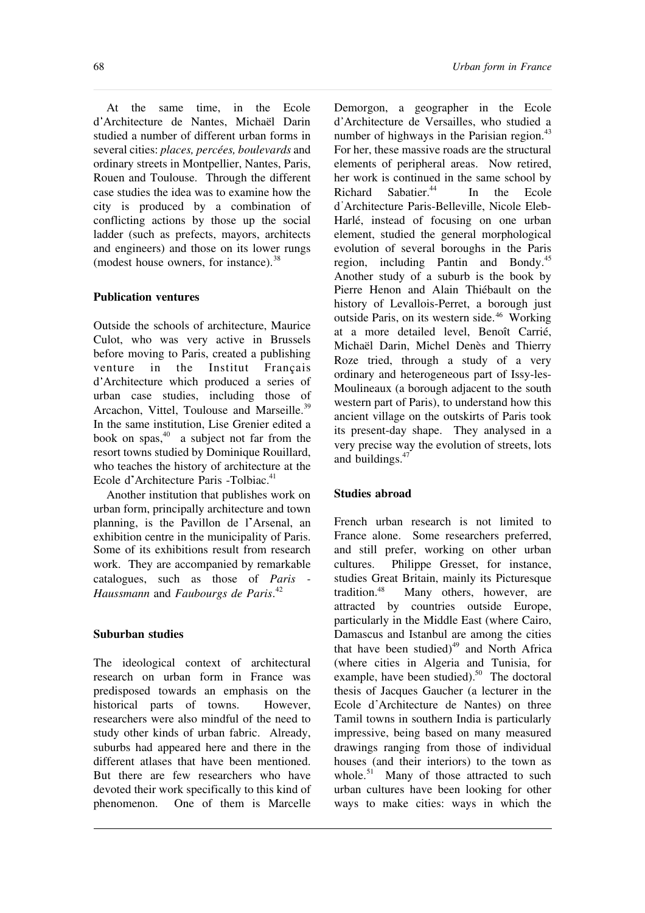At the same time, in the Ecole d'Architecture de Nantes, Michaël Darin studied a number of different urban forms in several cities: *places, percées, boulevards* and ordinary streets in Montpellier, Nantes, Paris, Rouen and Toulouse. Through the different case studies the idea was to examine how the city is produced by a combination of conflicting actions by those up the social ladder (such as prefects, mayors, architects and engineers) and those on its lower rungs (modest house owners, for instance).[38]

## Publication ventures

Outside the schools of architecture, Maurice Culot, who was very active in Brussels before moving to Paris, created a publishing venture in the Institut Français d'Architecture which produced a series of urban case studies, including those of Arcachon, Vittel, Toulouse and Marseille.[39] In the same institution, Lise Grenier edited a book on spas,[40] a subject not far from the resort towns studied by Dominique Rouillard, who teaches the history of architecture at the Ecole d'Architecture Paris -Tolbiac.[41]

Another institution that publishes work on urban form, principally architecture and town planning, is the Pavillon de l'Arsenal, an exhibition centre in the municipality of Paris. Some of its exhibitions result from research work. They are accompanied by remarkable catalogues, such as those of *Paris - Haussmann* and *Faubourgs de Paris*.[42]

## Suburban studies

The ideological context of architectural research on urban form in France was predisposed towards an emphasis on the historical parts of towns. However, researchers were also mindful of the need to study other kinds of urban fabric. Already, suburbs had appeared here and there in the different atlases that have been mentioned. But there are few researchers who have devoted their work specifically to this kind of phenomenon. One of them is Marcelle Demorgon, a geographer in the Ecole d'Architecture de Versailles, who studied a number of highways in the Parisian region.[43] For her, these massive roads are the structural elements of peripheral areas. Now retired, her work is continued in the same school by Richard Sabatier.[44] In the Ecole d'Architecture Paris-Belleville, Nicole Eleb-Harlé, instead of focusing on one urban element, studied the general morphological evolution of several boroughs in the Paris region, including Pantin and Bondy.[45] Another study of a suburb is the book by Pierre Henon and Alain Thiébault on the history of Levallois-Perret, a borough just outside Paris, on its western side.[46] Working at a more detailed level, Benoît Carrié, Michaël Darin, Michel Denès and Thierry Roze tried, through a study of a very ordinary and heterogeneous part of Issy-les-Moulineaux (a borough adjacent to the south western part of Paris), to understand how this ancient village on the outskirts of Paris took its present-day shape. They analysed in a very precise way the evolution of streets, lots and buildings.[47]

## Studies abroad

French urban research is not limited to France alone. Some researchers preferred, and still prefer, working on other urban cultures. Philippe Gresset, for instance, studies Great Britain, mainly its Picturesque tradition.[48] Many others, however, are attracted by countries outside Europe, particularly in the Middle East (where Cairo, Damascus and Istanbul are among the cities that have been studied)[49] and North Africa (where cities in Algeria and Tunisia, for example, have been studied).[50] The doctoral thesis of Jacques Gaucher (a lecturer in the Ecole d'Architecture de Nantes) on three Tamil towns in southern India is particularly impressive, being based on many measured drawings ranging from those of individual houses (and their interiors) to the town as whole.[51] Many of those attracted to such urban cultures have been looking for other ways to make cities: ways in which the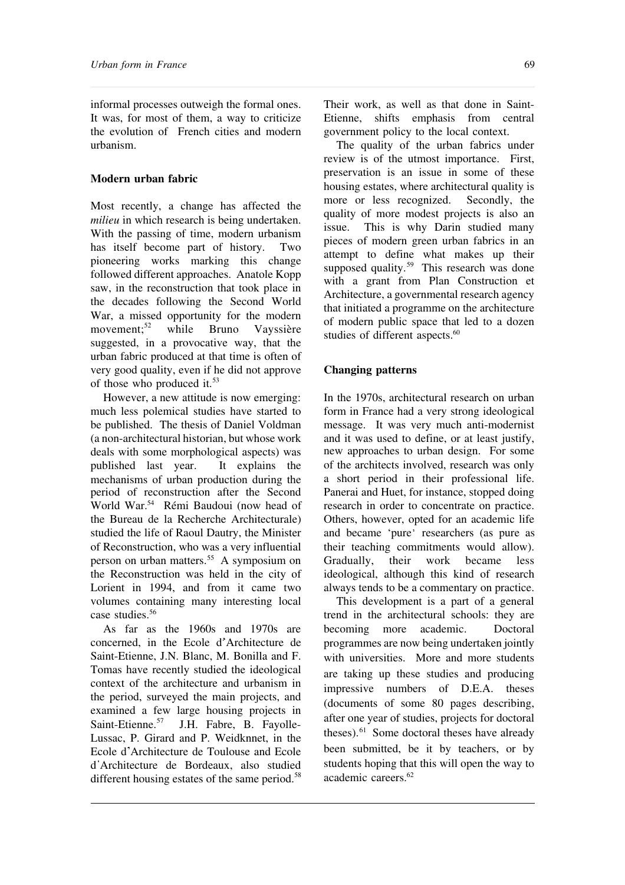informal processes outweigh the formal ones. It was, for most of them, a way to criticize the evolution of French cities and modern urbanism.

## Modern urban fabric

Most recently, a change has affected the *milieu* in which research is being undertaken. With the passing of time, modern urbanism has itself become part of history. Two pioneering works marking this change followed different approaches. Anatole Kopp saw, in the reconstruction that took place in the decades following the Second World War, a missed opportunity for the modern movement;[52] while Bruno Vayssière suggested, in a provocative way, that the urban fabric produced at that time is often of very good quality, even if he did not approve of those who produced it.[53]

However, a new attitude is now emerging: much less polemical studies have started to be published. The thesis of Daniel Voldman (a non-architectural historian, but whose work deals with some morphological aspects) was published last year. It explains the mechanisms of urban production during the period of reconstruction after the Second World War.[54] Rémi Baudoui (now head of the Bureau de la Recherche Architecturale) studied the life of Raoul Dautry, the Minister of Reconstruction, who was a very influential person on urban matters.[55] A symposium on the Reconstruction was held in the city of Lorient in 1994, and from it came two volumes containing many interesting local case studies.[56]

As far as the 1960s and 1970s are concerned, in the Ecole d'Architecture de Saint-Etienne, J.N. Blanc, M. Bonilla and F. Tomas have recently studied the ideological context of the architecture and urbanism in the period, surveyed the main projects, and examined a few large housing projects in Saint-Etienne.[57] J.H. Fabre, B. Fayolle-Lussac, P. Girard and P. Weidknnet, in the Ecole d'Architecture de Toulouse and Ecole d'Architecture de Bordeaux, also studied different housing estates of the same period.[58] Their work, as well as that done in Saint-Etienne, shifts emphasis from central government policy to the local context.

The quality of the urban fabrics under review is of the utmost importance. First, preservation is an issue in some of these housing estates, where architectural quality is more or less recognized. Secondly, the quality of more modest projects is also an issue. This is why Darin studied many pieces of modern green urban fabrics in an attempt to define what makes up their supposed quality.[59] This research was done with a grant from Plan Construction et Architecture, a governmental research agency that initiated a programme on the architecture of modern public space that led to a dozen studies of different aspects.[60]

## Changing patterns

In the 1970s, architectural research on urban form in France had a very strong ideological message. It was very much anti-modernist and it was used to define, or at least justify, new approaches to urban design. For some of the architects involved, research was only a short period in their professional life. Panerai and Huet, for instance, stopped doing research in order to concentrate on practice. Others, however, opted for an academic life and became 'pure' researchers (as pure as their teaching commitments would allow). Gradually, their work became less ideological, although this kind of research always tends to be a commentary on practice.

This development is a part of a general trend in the architectural schools: they are becoming more academic. Doctoral programmes are now being undertaken jointly with universities. More and more students are taking up these studies and producing impressive numbers of D.E.A. theses (documents of some 80 pages describing, after one year of studies, projects for doctoral theses).[61] Some doctoral theses have already been submitted, be it by teachers, or by students hoping that this will open the way to academic careers.[62]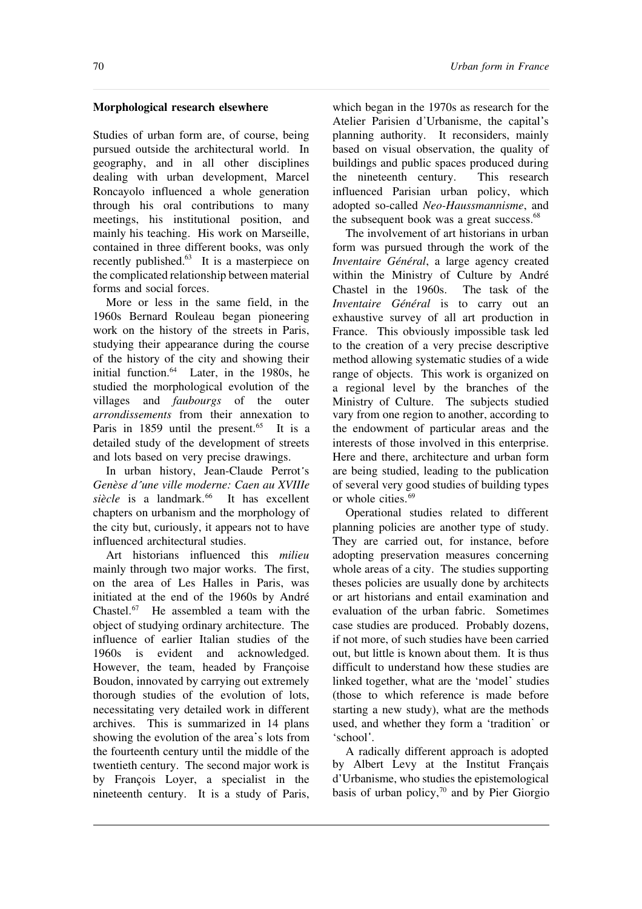## Morphological research elsewhere

Studies of urban form are, of course, being pursued outside the architectural world. In geography, and in all other disciplines dealing with urban development, Marcel Roncayolo influenced a whole generation through his oral contributions to many meetings, his institutional position, and mainly his teaching. His work on Marseille, contained in three different books, was only recently published.[63] It is a masterpiece on the complicated relationship between material forms and social forces.

More or less in the same field, in the 1960s Bernard Rouleau began pioneering work on the history of the streets in Paris, studying their appearance during the course of the history of the city and showing their initial function.[64] Later, in the 1980s, he studied the morphological evolution of the villages and *faubourgs* of the outer *arrondissements* from their annexation to Paris in 1859 until the present.[65] It is a detailed study of the development of streets and lots based on very precise drawings.

In urban history, Jean-Claude Perrot's *Genèse d'une ville moderne: Caen au XVIIIe siècle* is a landmark.[66] It has excellent chapters on urbanism and the morphology of the city but, curiously, it appears not to have influenced architectural studies.

Art historians influenced this *milieu* mainly through two major works. The first, on the area of Les Halles in Paris, was initiated at the end of the 1960s by André Chastel.[67] He assembled a team with the object of studying ordinary architecture. The influence of earlier Italian studies of the 1960s is evident and acknowledged. However, the team, headed by Françoise Boudon, innovated by carrying out extremely thorough studies of the evolution of lots, necessitating very detailed work in different archives. This is summarized in 14 plans showing the evolution of the area's lots from the fourteenth century until the middle of the twentieth century. The second major work is by François Loyer, a specialist in the nineteenth century. It is a study of Paris, which began in the 1970s as research for the Atelier Parisien d'Urbanisme, the capital's planning authority. It reconsiders, mainly based on visual observation, the quality of buildings and public spaces produced during the nineteenth century. This research influenced Parisian urban policy, which adopted so-called *Neo-Haussmannisme*, and the subsequent book was a great success.[68]

The involvement of art historians in urban form was pursued through the work of the *Inventaire Général*, a large agency created within the Ministry of Culture by André Chastel in the 1960s. The task of the *Inventaire Général* is to carry out an exhaustive survey of all art production in France. This obviously impossible task led to the creation of a very precise descriptive method allowing systematic studies of a wide range of objects. This work is organized on a regional level by the branches of the Ministry of Culture. The subjects studied vary from one region to another, according to the endowment of particular areas and the interests of those involved in this enterprise. Here and there, architecture and urban form are being studied, leading to the publication of several very good studies of building types or whole cities.[69]

Operational studies related to different planning policies are another type of study. They are carried out, for instance, before adopting preservation measures concerning whole areas of a city. The studies supporting theses policies are usually done by architects or art historians and entail examination and evaluation of the urban fabric. Sometimes case studies are produced. Probably dozens, if not more, of such studies have been carried out, but little is known about them. It is thus difficult to understand how these studies are linked together, what are the 'model' studies (those to which reference is made before starting a new study), what are the methods used, and whether they form a 'tradition' or 'school'.

A radically different approach is adopted by Albert Levy at the Institut Français d'Urbanisme, who studies the epistemological basis of urban policy,[70] and by Pier Giorgio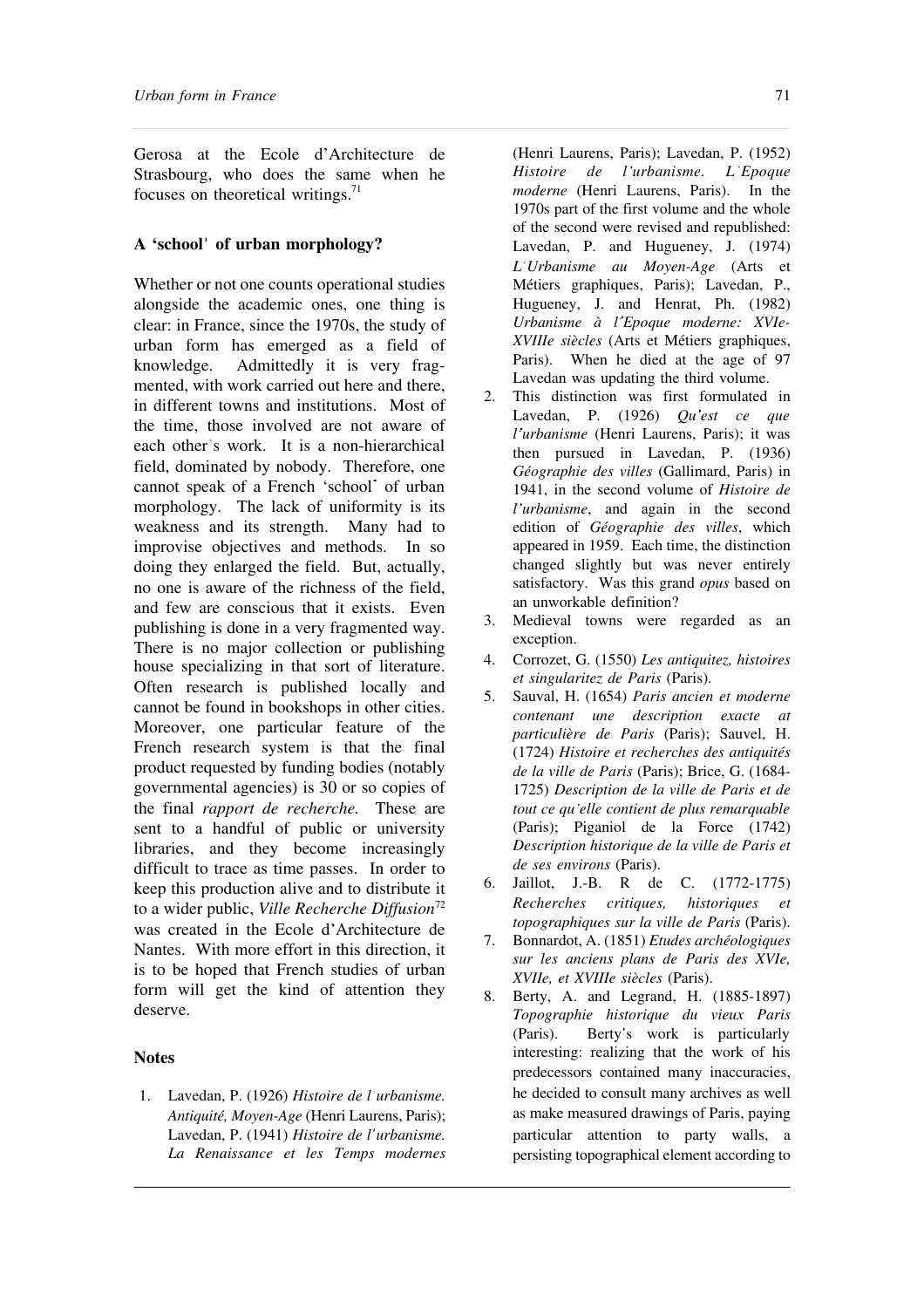Gerosa at the Ecole d'Architecture de Strasbourg, who does the same when he focuses on theoretical writings.[71]

## A 'school' of urban morphology?

Whether or not one counts operational studies alongside the academic ones, one thing is clear: in France, since the 1970s, the study of urban form has emerged as a field of knowledge. Admittedly it is very fragmented, with work carried out here and there, in different towns and institutions. Most of the time, those involved are not aware of each other's work. It is a non-hierarchical field, dominated by nobody. Therefore, one cannot speak of a French 'school' of urban morphology. The lack of uniformity is its weakness and its strength. Many had to improvise objectives and methods. In so doing they enlarged the field. But, actually, no one is aware of the richness of the field, and few are conscious that it exists. Even publishing is done in a very fragmented way. There is no major collection or publishing house specializing in that sort of literature. Often research is published locally and cannot be found in bookshops in other cities. Moreover, one particular feature of the French research system is that the final product requested by funding bodies (notably governmental agencies) is 30 or so copies of the final *rapport de recherche.* These are sent to a handful of public or university libraries, and they become increasingly difficult to trace as time passes. In order to keep this production alive and to distribute it to a wider public, *Ville Recherche Diffusion*[72] was created in the Ecole d'Architecture de Nantes. With more effort in this direction, it is to be hoped that French studies of urban form will get the kind of attention they deserve.

## Notes

1. Lavedan, P. (1926) *Histoire de l'urbanisme. Antiquité, Moyen-Age* (Henri Laurens, Paris); Lavedan, P. (1941) *Histoire de l'urbanisme. La Renaissance et les Temps modernes* (Henri Laurens, Paris); Lavedan, P. (1952) *Histoire de l'urbanisme. L'Epoque moderne* (Henri Laurens, Paris). In the 1970s part of the first volume and the whole of the second were revised and republished: Lavedan, P. and Hugueney, J. (1974) *L'Urbanisme au Moyen-Age* (Arts et Métiers graphiques, Paris); Lavedan, P., Hugueney, J. and Henrat, Ph. (1982) *Urbanisme à l'Epoque moderne: XVIe-XVIIIe siècles* (Arts et Métiers graphiques, Paris). When he died at the age of 97 Lavedan was updating the third volume.
2. This distinction was first formulated in Lavedan, P. (1926) *Qu'est ce que l'urbanisme* (Henri Laurens, Paris); it was then pursued in Lavedan, P. (1936) *Géographie des villes* (Gallimard, Paris) in 1941, in the second volume of *Histoire de l'urbanisme*, and again in the second edition of *Géographie des villes*, which appeared in 1959. Each time, the distinction changed slightly but was never entirely satisfactory. Was this grand *opus* based on an unworkable definition?
3. Medieval towns were regarded as an exception.
4. Corrozet, G. (1550) *Les antiquitez, histoires et singularitez de Paris* (Paris).
5. Sauval, H. (1654) *Paris ancien et moderne contenant une description exacte at particulière de Paris* (Paris); Sauvel, H. (1724) *Histoire et recherches des antiquités de la ville de Paris* (Paris); Brice, G. (1684-1725) *Description de la ville de Paris et de tout ce qu'elle contient de plus remarquable* (Paris); Piganiol de la Force (1742) *Description historique de la ville de Paris et de ses environs* (Paris).
6. Jaillot, J.-B. R de C. (1772-1775) *Recherches critiques, historiques et topographiques sur la ville de Paris* (Paris).
7. Bonnardot, A. (1851) *Etudes archéologiques sur les anciens plans de Paris des XVIe, XVIIe, et XVIIIe siècles* (Paris).
8. Berty, A. and Legrand, H. (1885-1897) *Topographie historique du vieux Paris* (Paris). Berty's work is particularly interesting: realizing that the work of his predecessors contained many inaccuracies, he decided to consult many archives as well as make measured drawings of Paris, paying particular attention to party walls, a persisting topographical element according to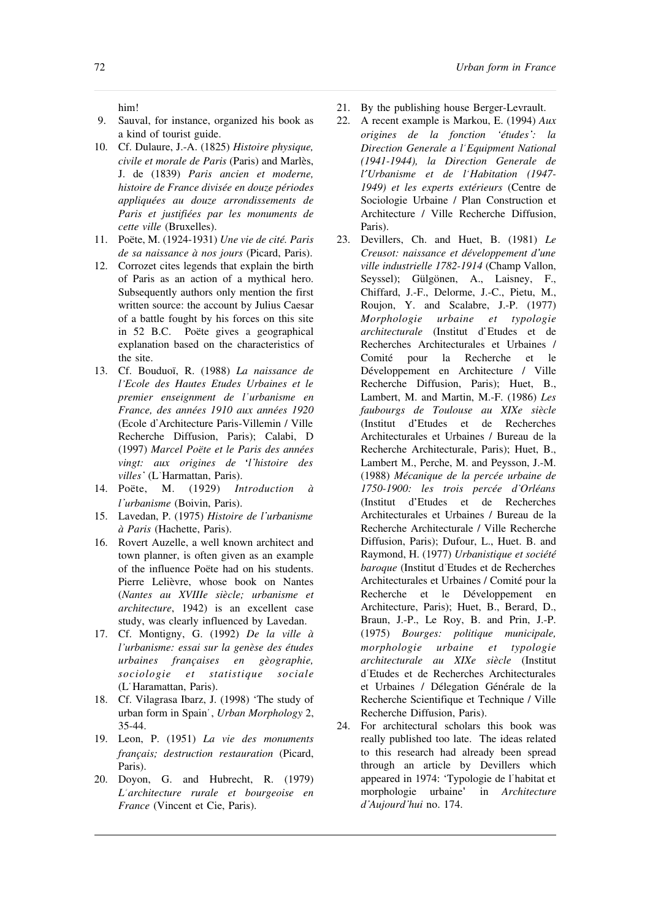him!

9. Sauval, for instance, organized his book as a kind of tourist guide.
10. Cf. Dulaure, J.-A. (1825) *Histoire physique, civile et morale de Paris* (Paris) and Marlès, J. de (1839) *Paris ancien et moderne, histoire de France divisée en douze périodes appliquées au douze arrondissements de Paris et justifiées par les monuments de cette ville* (Bruxelles).
11. Poëte, M. (1924-1931) *Une vie de cité. Paris de sa naissance à nos jours* (Picard, Paris).
12. Corrozet cites legends that explain the birth of Paris as an action of a mythical hero. Subsequently authors only mention the first written source: the account by Julius Caesar of a battle fought by his forces on this site in 52 B.C. Poëte gives a geographical explanation based on the characteristics of the site.
13. Cf. Bouduoï, R. (1988) *La naissance de l'Ecole des Hautes Etudes Urbaines et le premier enseignment de l'urbanisme en France, des années 1910 aux années 1920* (Ecole d'Architecture Paris-Villemin / Ville Recherche Diffusion, Paris); Calabi, D (1997) *Marcel Poëte et le Paris des années vingt: aux origines de 'l'histoire des villes'* (L'Harmattan, Paris).
14. Poëte, M. (1929) *Introduction à l'urbanisme* (Boivin, Paris).
15. Lavedan, P. (1975) *Histoire de l'urbanisme à Paris* (Hachette, Paris).
16. Rovert Auzelle, a well known architect and town planner, is often given as an example of the influence Poëte had on his students. Pierre Lelièvre, whose book on Nantes (*Nantes au XVIIIe siècle; urbanisme et architecture*, 1942) is an excellent case study, was clearly influenced by Lavedan.
17. Cf. Montigny, G. (1992) *De la ville à l'urbanisme: essai sur la genèse des études urbaines françaises en gèographie, sociologie et statistique sociale* (L'Haramattan, Paris).
18. Cf. Vilagrasa Ibarz, J. (1998) 'The study of urban form in Spain', *Urban Morphology* 2, 35-44.
19. Leon, P. (1951) *La vie des monuments français; destruction restauration* (Picard, Paris).
20. Doyon, G. and Hubrecht, R. (1979) *L'architecture rurale et bourgeoise en France* (Vincent et Cie, Paris).
21. By the publishing house Berger-Levrault.
22. A recent example is Markou, E. (1994) *Aux origines de la fonction 'études': la Direction Generale a l'Equipment National (1941-1944), la Direction Generale de l'Urbanisme et de l'Habitation (1947-1949) et les experts extérieurs* (Centre de Sociologie Urbaine / Plan Construction et Architecture / Ville Recherche Diffusion, Paris).
23. Devillers, Ch. and Huet, B. (1981) *Le Creusot: naissance et développement d'une ville industrielle 1782-1914* (Champ Vallon, Seyssel); Gülgönen, A., Laisney, F., Chiffard, J.-F., Delorme, J.-C., Pietu, M., Roujon, Y. and Scalabre, J.-P. (1977) *Morphologie urbaine et typologie architecturale* (Institut d'Etudes et de Recherches Architecturales et Urbaines / Comité pour la Recherche et le Développement en Architecture / Ville Recherche Diffusion, Paris); Huet, B., Lambert, M. and Martin, M.-F. (1986) *Les faubourgs de Toulouse au XIXe siècle* (Institut d'Etudes et de Recherches Architecturales et Urbaines / Bureau de la Recherche Architecturale, Paris); Huet, B., Lambert M., Perche, M. and Peysson, J.-M. (1988) *Mécanique de la percée urbaine de 1750-1900: les trois percée d'Orléans* (Institut d'Etudes et de Recherches Architecturales et Urbaines / Bureau de la Recherche Architecturale / Ville Recherche Diffusion, Paris); Dufour, L., Huet. B. and Raymond, H. (1977) *Urbanistique et société baroque* (Institut d'Etudes et de Recherches Architecturales et Urbaines / Comité pour la Recherche et le Développement en Architecture, Paris); Huet, B., Berard, D., Braun, J.-P., Le Roy, B. and Prin, J.-P. (1975) *Bourges: politique municipale, morphologie urbaine et typologie architecturale au XIXe siècle* (Institut d'Etudes et de Recherches Architecturales et Urbaines / Délegation Générale de la Recherche Scientifique et Technique / Ville Recherche Diffusion, Paris).
24. For architectural scholars this book was really published too late. The ideas related to this research had already been spread through an article by Devillers which appeared in 1974: 'Typologie de l'habitat et morphologie urbaine' in *Architecture d'Aujourd'hui* no. 174.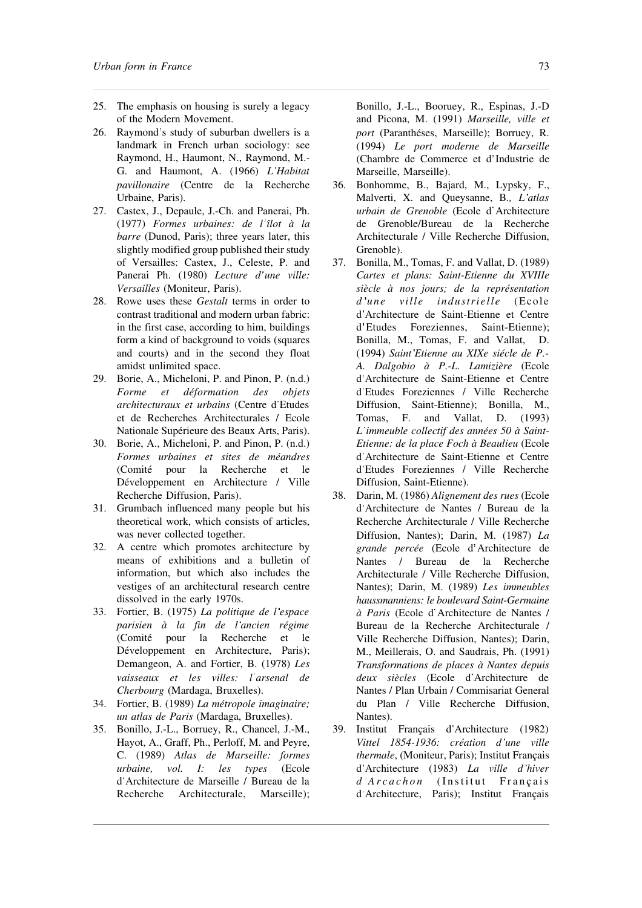25. The emphasis on housing is surely a legacy of the Modern Movement.
26. Raymond's study of suburban dwellers is a landmark in French urban sociology: see Raymond, H., Haumont, N., Raymond, M.-G. and Haumont, A. (1966) *L'Habitat pavillonaire* (Centre de la Recherche Urbaine, Paris).
27. Castex, J., Depaule, J.-Ch. and Panerai, Ph. (1977) *Formes urbaines: de l'îlot à la barre* (Dunod, Paris); three years later, this slightly modified group published their study of Versailles: Castex, J., Celeste, P. and Panerai Ph. (1980) *Lecture d'une ville: Versailles* (Moniteur, Paris).
28. Rowe uses these *Gestalt* terms in order to contrast traditional and modern urban fabric: in the first case, according to him, buildings form a kind of background to voids (squares and courts) and in the second they float amidst unlimited space.
29. Borie, A., Micheloni, P. and Pinon, P. (n.d.) *Forme et déformation des objets architecturaux et urbains* (Centre d'Etudes et de Recherches Architecturales / Ecole Nationale Supérieure des Beaux Arts, Paris).
30. Borie, A., Micheloni, P. and Pinon, P. (n.d.) *Formes urbaines et sites de méandres* (Comité pour la Recherche et le Développement en Architecture / Ville Recherche Diffusion, Paris).
31. Grumbach influenced many people but his theoretical work, which consists of articles, was never collected together.
32. A centre which promotes architecture by means of exhibitions and a bulletin of information, but which also includes the vestiges of an architectural research centre dissolved in the early 1970s.
33. Fortier, B. (1975) *La politique de l'espace parisien à la fin de l'ancien régime* (Comité pour la Recherche et le Développement en Architecture, Paris); Demangeon, A. and Fortier, B. (1978) *Les vaisseaux et les villes: l'arsenal de Cherbourg* (Mardaga, Bruxelles).
34. Fortier, B. (1989) *La métropole imaginaire; un atlas de Paris* (Mardaga, Bruxelles).
35. Bonillo, J.-L., Borruey, R., Chancel, J.-M., Hayot, A., Graff, Ph., Perloff, M. and Peyre, C. (1989) *Atlas de Marseille: formes urbaine, vol. I: les types* (Ecole d'Architecture de Marseille / Bureau de la Recherche Architecturale, Marseille); Bonillo, J.-L., Booruey, R., Espinas, J.-D and Picona, M. (1991) *Marseille, ville et port* (Paranthéses, Marseille); Borruey, R. (1994) *Le port moderne de Marseille* (Chambre de Commerce et d'Industrie de Marseille, Marseille).
36. Bonhomme, B., Bajard, M., Lypsky, F., Malverti, X. and Queysanne, B., *L'atlas urbain de Grenoble* (Ecole d'Architecture de Grenoble/Bureau de la Recherche Architecturale / Ville Recherche Diffusion, Grenoble).
37. Bonilla, M., Tomas, F. and Vallat, D. (1989) *Cartes et plans: Saint-Etienne du XVIIIe siècle à nos jours; de la représentation d'une ville industrielle* (Ecole d'Architecture de Saint-Etienne et Centre d'Etudes Foreziennes, Saint-Etienne); Bonilla, M., Tomas, F. and Vallat, D. (1994) *Saint'Etienne au XIXe siécle de P.-A. Dalgobio à P.-L. Lamizière* (Ecole d'Architecture de Saint-Etienne et Centre d'Etudes Foreziennes / Ville Recherche Diffusion, Saint-Etienne); Bonilla, M., Tomas, F. and Vallat, D. (1993) *L'immeuble collectif des années 50 à Saint-Etienne: de la place Foch à Beaulieu* (Ecole d'Architecture de Saint-Etienne et Centre d'Etudes Foreziennes / Ville Recherche Diffusion, Saint-Etienne).
38. Darin, M. (1986) *Alignement des rues* (Ecole d'Architecture de Nantes / Bureau de la Recherche Architecturale / Ville Recherche Diffusion, Nantes); Darin, M. (1987) *La grande percée* (Ecole d'Architecture de Nantes / Bureau de la Recherche Architecturale / Ville Recherche Diffusion, Nantes); Darin, M. (1989) *Les immeubles haussmanniens: le boulevard Saint-Germaine à Paris* (Ecole d'Architecture de Nantes / Bureau de la Recherche Architecturale / Ville Recherche Diffusion, Nantes); Darin, M., Meillerais, O. and Saudrais, Ph. (1991) *Transformations de places à Nantes depuis deux siècles* (Ecole d'Architecture de Nantes / Plan Urbain / Commisariat General du Plan / Ville Recherche Diffusion, Nantes).
39. Institut Français d'Architecture (1982) *Vittel 1854-1936: création d'une ville thermale*, (Moniteur, Paris); Institut Français d'Architecture (1983) *La ville d'hiver d'Arcachon* (Institut Français d'Architecture, Paris); Institut Français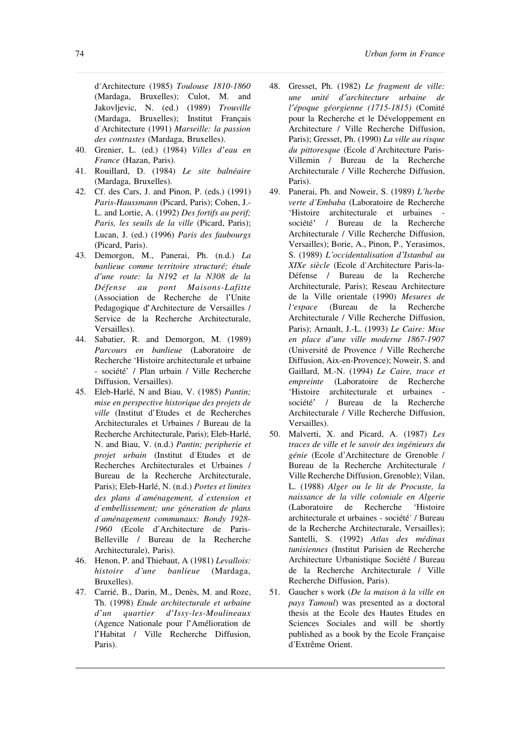d'Architecture (1985) *Toulouse 1810-1860* (Mardaga, Bruxelles); Culot, M. and Jakovljevic, N. (ed.) (1989) *Trouville* (Mardaga, Bruxelles); Institut Français d'Architecture (1991) *Marseille: la passion des contrastes* (Mardaga, Bruxelles).

40. Grenier, L. (ed.) (1984) *Villes d'eau en France* (Hazan, Paris).
41. Rouillard, D. (1984) *Le site balnéaire* (Mardaga, Bruxelles).
42. Cf. des Cars, J. and Pinon, P. (eds.) (1991) *Paris-Haussmann* (Picard, Paris); Cohen, J.-L. and Lortie, A. (1992) *Des fortifs au perif; Paris, les seuils de la ville* (Picard, Paris); Lucan, J. (ed.) (1996) *Paris des faubourgs* (Picard, Paris).
43. Demorgon, M., Panerai, Ph. (n.d.) *La banlieue comme territoire structuré; étude d'une route: la N192 et la N308 de la Défense au pont Maisons-Lafitte* (Association de Recherche de l'Unite Pedagogique d'Architecture de Versailles / Service de la Recherche Architecturale, Versailles).
44. Sabatier, R. and Demorgon, M. (1989) *Parcours en banlieue* (Laboratoire de Recherche 'Histoire architecturale et urbaine - société' / Plan urbain / Ville Recherche Diffusion, Versailles).
45. Eleb-Harlé, N and Biau, V. (1985) *Pantin; mise en perspective historique des projets de ville* (Institut d'Etudes et de Recherches Architecturales et Urbaines / Bureau de la Recherche Architecturale, Paris); Eleb-Harlé, N. and Biau, V. (n.d.) *Pantin; peripherie et projet urbain* (Institut d'Etudes et de Recherches Architecturales et Urbaines / Bureau de la Recherche Architecturale, Paris); Eleb-Harlé, N. (n.d.) *Portes et limites des plans d'aménagement, d'extension et d'embellissement; une géneration de plans d'aménagement communaux: Bondy 1928-1960* (Ecole d'Architecture de Paris-Belleville / Bureau de la Recherche Architecturale), Paris).
46. Henon, P. and Thiebaut, A (1981) *Levallois: histoire d'une banlieue* (Mardaga, Bruxelles).
47. Carrié, B., Darin, M., Denès, M. and Roze, Th. (1998) *Etude architecturale et urbaine d'un quartier d'Issy-les-Moulineaux* (Agence Nationale pour l'Amélioration de l'Habitat / Ville Recherche Diffusion, Paris).
48. Gresset, Ph. (1982) *Le fragment de ville: une unité d'architecture urbaine de l'époque géorgienne (1715-1815)* (Comité pour la Recherche et le Développement en Architecture / Ville Recherche Diffusion, Paris); Gresset, Ph. (1990) *La ville au risque du pittoresque* (Ecole d'Architecture Paris-Villemin / Bureau de la Recherche Architecturale / Ville Recherche Diffusion, Paris).
49. Panerai, Ph. and Noweir, S. (1989) *L'herbe verte d'Embaba* (Laboratoire de Recherche 'Histoire architecturale et urbaines - société' / Bureau de la Recherche Architecturale / Ville Recherche Diffusion, Versailles); Borie, A., Pinon, P., Yerasimos, S. (1989) *L'occidentalisation d'Istanbul au XIXe siècle* (Ecole d'Architecture Paris-la-Défense / Bureau de la Recherche Architecturale, Paris); Reseau Architecture de la Ville orientale (1990) *Mesures de l'espace* (Bureau de la Recherche Architecturale / Ville Recherche Diffusion, Paris); Arnault, J.-L. (1993) *Le Caire: Mise en place d'une ville moderne 1867-1907* (Université de Provence / Ville Recherche Diffusion, Aix-en-Provence); Noweir, S. and Gaillard, M.-N. (1994) *Le Caire, trace et empreinte* (Laboratoire de Recherche 'Histoire architecturale et urbaines - société' / Bureau de la Recherche Architecturale / Ville Recherche Diffusion, Versailles).
50. Malverti, X. and Picard, A. (1987) *Les traces de ville et le savoir des ingénieurs du génie* (Ecole d'Architecture de Grenoble / Bureau de la Recherche Architecturale / Ville Recherche Diffusion, Grenoble); Vilan, L. (1988) *Alger ou le lit de Procuste, la naissance de la ville coloniale en Algerie* (Laboratoire de Recherche 'Histoire architecturale et urbaines - société' / Bureau de la Recherche Architecturale, Versailles); Santelli, S. (1992) *Atlas des médinas tunisiennes* (Institut Parisien de Recherche Architecture Urbanistique Société / Bureau de la Recherche Architecturale / Ville Recherche Diffusion, Paris).
51. Gaucher's work (*De la maison à la ville en pays Tamoul*) was presented as a doctoral thesis at the Ecole des Hautes Etudes en Sciences Sociales and will be shortly published as a book by the Ecole Française d'Extrême Orient.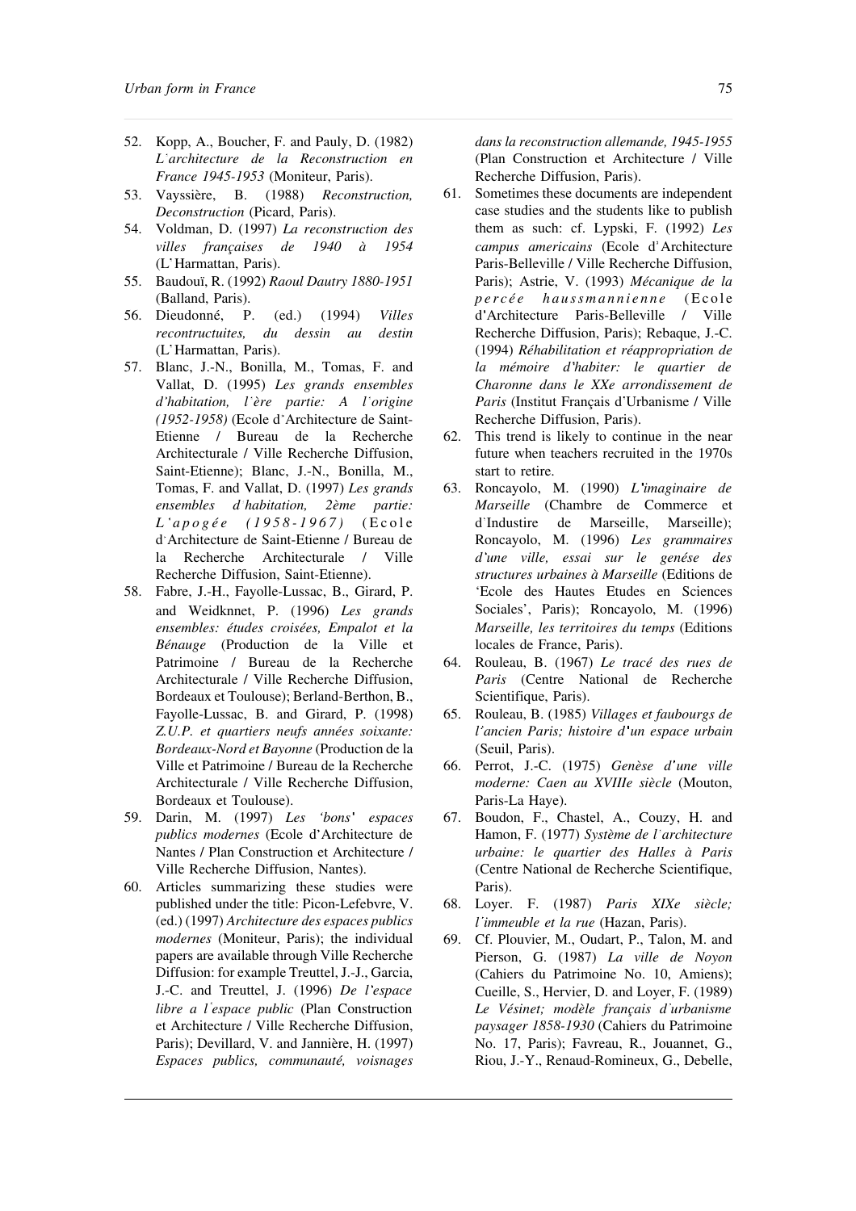52. Kopp, A., Boucher, F. and Pauly, D. (1982) *L'architecture de la Reconstruction en France 1945-1953* (Moniteur, Paris).
53. Vayssière, B. (1988) *Reconstruction, Deconstruction* (Picard, Paris).
54. Voldman, D. (1997) *La reconstruction des villes françaises de 1940 à 1954* (L'Harmattan, Paris).
55. Baudouï, R. (1992) *Raoul Dautry 1880-1951* (Balland, Paris).
56. Dieudonné, P. (ed.) (1994) *Villes recontructuites, du dessin au destin* (L'Harmattan, Paris).
57. Blanc, J.-N., Bonilla, M., Tomas, F. and Vallat, D. (1995) *Les grands ensembles d'habitation, l'ère partie: A l'origine (1952-1958)* (Ecole d'Architecture de Saint-Etienne / Bureau de la Recherche Architecturale / Ville Recherche Diffusion, Saint-Etienne); Blanc, J.-N., Bonilla, M., Tomas, F. and Vallat, D. (1997) *Les grands ensembles d habitation, 2ème partie: L'apogée (1958-1967)* (Ecole d'Architecture de Saint-Etienne / Bureau de la Recherche Architecturale / Ville Recherche Diffusion, Saint-Etienne).
58. Fabre, J.-H., Fayolle-Lussac, B., Girard, P. and Weidknnet, P. (1996) *Les grands ensembles: études croisées, Empalot et la Bénauge* (Production de la Ville et Patrimoine / Bureau de la Recherche Architecturale / Ville Recherche Diffusion, Bordeaux et Toulouse); Berland-Berthon, B., Fayolle-Lussac, B. and Girard, P. (1998) *Z.U.P. et quartiers neufs années soixante: Bordeaux-Nord et Bayonne* (Production de la Ville et Patrimoine / Bureau de la Recherche Architecturale / Ville Recherche Diffusion, Bordeaux et Toulouse).
59. Darin, M. (1997) *Les 'bons' espaces publics modernes* (Ecole d'Architecture de Nantes / Plan Construction et Architecture / Ville Recherche Diffusion, Nantes).
60. Articles summarizing these studies were published under the title: Picon-Lefebvre, V. (ed.) (1997) *Architecture des espaces publics modernes* (Moniteur, Paris); the individual papers are available through Ville Recherche Diffusion: for example Treuttel, J.-J., Garcia, J.-C. and Treuttel, J. (1996) *De l'espace libre a l'espace public* (Plan Construction et Architecture / Ville Recherche Diffusion, Paris); Devillard, V. and Jannière, H. (1997) *Espaces publics, communauté, voisnages dans la reconstruction allemande, 1945-1955* (Plan Construction et Architecture / Ville Recherche Diffusion, Paris).
61. Sometimes these documents are independent case studies and the students like to publish them as such: cf. Lypski, F. (1992) *Les campus americains* (Ecole d'Architecture Paris-Belleville / Ville Recherche Diffusion, Paris); Astrie, V. (1993) *Mécanique de la percée haussmannienne* (Ecole d'Architecture Paris-Belleville / Ville Recherche Diffusion, Paris); Rebaque, J.-C. (1994) *Réhabilitation et réappropriation de la mémoire d'habiter: le quartier de Charonne dans le XXe arrondissement de Paris* (Institut Français d'Urbanisme / Ville Recherche Diffusion, Paris).
62. This trend is likely to continue in the near future when teachers recruited in the 1970s start to retire.
63. Roncayolo, M. (1990) *L'imaginaire de Marseille* (Chambre de Commerce et d'Industire de Marseille, Marseille); Roncayolo, M. (1996) *Les grammaires d'une ville, essai sur le genése des structures urbaines à Marseille* (Editions de 'Ecole des Hautes Etudes en Sciences Sociales', Paris); Roncayolo, M. (1996) *Marseille, les territoires du temps* (Editions locales de France, Paris).
64. Rouleau, B. (1967) *Le tracé des rues de Paris* (Centre National de Recherche Scientifique, Paris).
65. Rouleau, B. (1985) *Villages et faubourgs de l'ancien Paris; histoire d'un espace urbain* (Seuil, Paris).
66. Perrot, J.-C. (1975) *Genèse d'une ville moderne: Caen au XVIIIe siècle* (Mouton, Paris-La Haye).
67. Boudon, F., Chastel, A., Couzy, H. and Hamon, F. (1977) *Système de l'architecture urbaine: le quartier des Halles à Paris* (Centre National de Recherche Scientifique, Paris).
68. Loyer. F. (1987) *Paris XIXe siècle; l'immeuble et la rue* (Hazan, Paris).
69. Cf. Plouvier, M., Oudart, P., Talon, M. and Pierson, G. (1987) *La ville de Noyon* (Cahiers du Patrimoine No. 10, Amiens); Cueille, S., Hervier, D. and Loyer, F. (1989) *Le Vésinet; modèle français d'urbanisme paysager 1858-1930* (Cahiers du Patrimoine No. 17, Paris); Favreau, R., Jouannet, G., Riou, J.-Y., Renaud-Romineux, G., Debelle,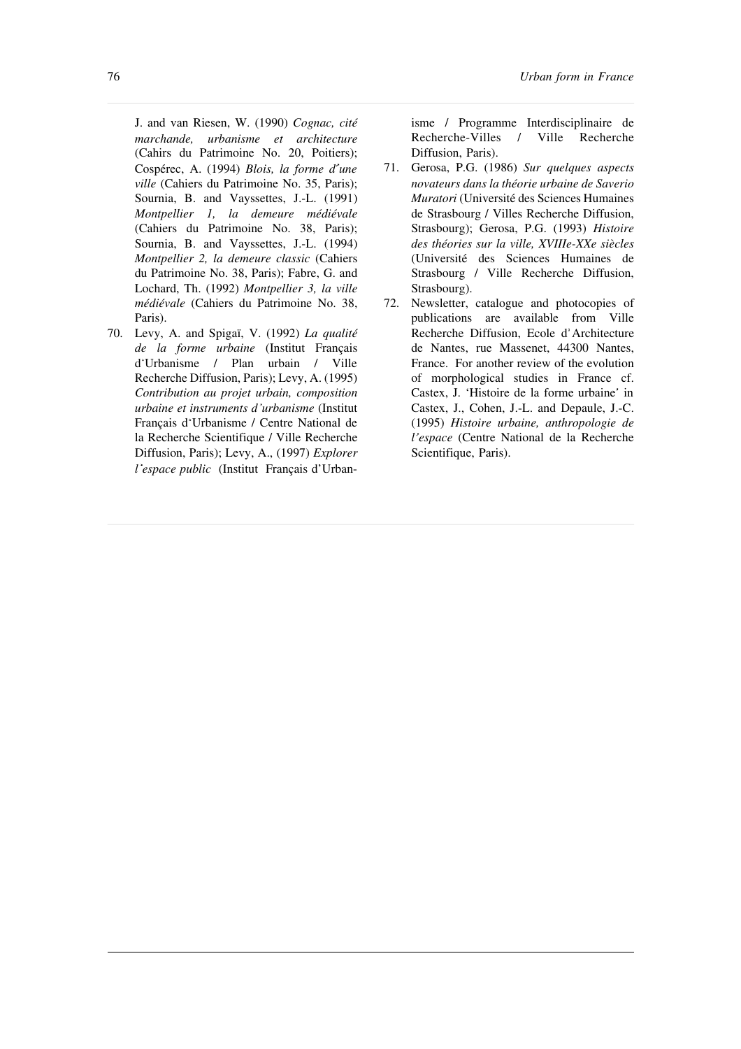J. and van Riesen, W. (1990) *Cognac, cité marchande, urbanisme et architecture* (Cahirs du Patrimoine No. 20, Poitiers); Cospérec, A. (1994) *Blois, la forme d'une ville* (Cahiers du Patrimoine No. 35, Paris); Sournia, B. and Vayssettes, J.-L. (1991) *Montpellier 1, la demeure médiévale* (Cahiers du Patrimoine No. 38, Paris); Sournia, B. and Vayssettes, J.-L. (1994) *Montpellier 2, la demeure classic* (Cahiers du Patrimoine No. 38, Paris); Fabre, G. and Lochard, Th. (1992) *Montpellier 3, la ville médiévale* (Cahiers du Patrimoine No. 38, Paris).

70. Levy, A. and Spigaï, V. (1992) *La qualité de la forme urbaine* (Institut Français d'Urbanisme / Plan urbain / Ville Recherche Diffusion, Paris); Levy, A. (1995) *Contribution au projet urbain, composition urbaine et instruments d'urbanisme* (Institut Français d'Urbanisme / Centre National de la Recherche Scientifique / Ville Recherche Diffusion, Paris); Levy, A., (1997) *Explorer l'espace public* (Institut Français d'Urbanisme / Programme Interdisciplinaire de Recherche-Villes / Ville Recherche Diffusion, Paris).
71. Gerosa, P.G. (1986) *Sur quelques aspects novateurs dans la théorie urbaine de Saverio Muratori* (Université des Sciences Humaines de Strasbourg / Villes Recherche Diffusion, Strasbourg); Gerosa, P.G. (1993) *Histoire des théories sur la ville, XVIIIe-XXe siècles* (Université des Sciences Humaines de Strasbourg / Ville Recherche Diffusion, Strasbourg).
72. Newsletter, catalogue and photocopies of publications are available from Ville Recherche Diffusion, Ecole d'Architecture de Nantes, rue Massenet, 44300 Nantes, France. For another review of the evolution of morphological studies in France cf. Castex, J. 'Histoire de la forme urbaine' in Castex, J., Cohen, J.-L. and Depaule, J.-C. (1995) *Histoire urbaine, anthropologie de l'espace* (Centre National de la Recherche Scientifique, Paris).